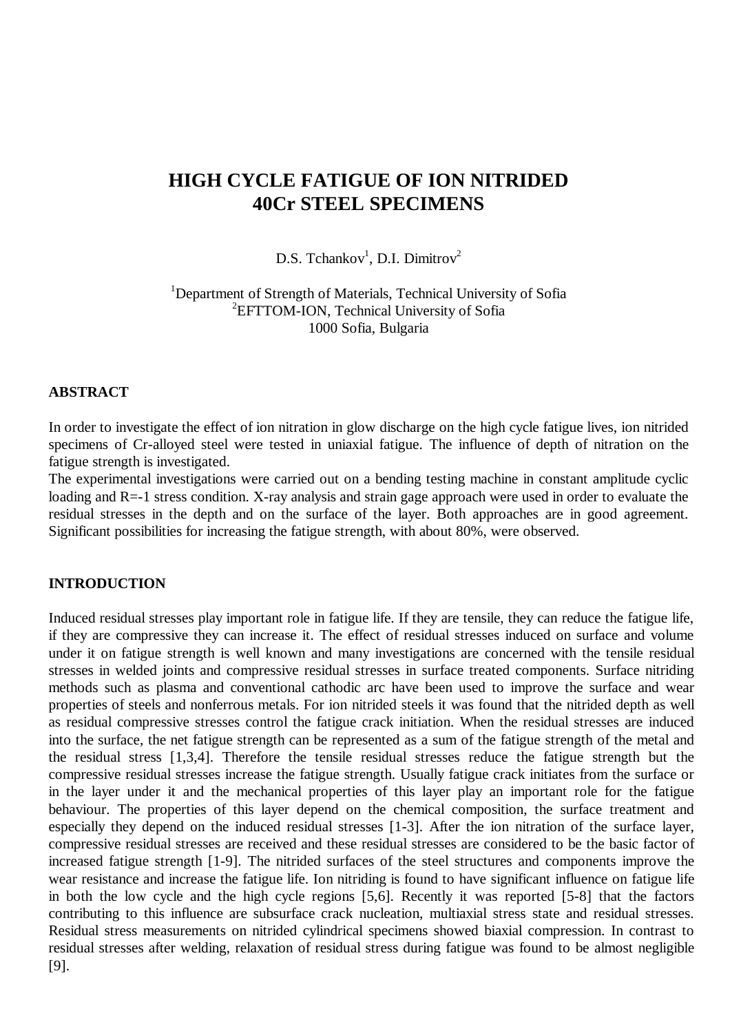# HIGH CYCLE FATIGUE OF ION NITRIDED 40Cr STEEL SPECIMENS

D.S. Tchankov[1], D.I. Dimitrov[2]

[1]Department of Strength of Materials, Technical University of Sofia
[2]EFTTOM-ION, Technical University of Sofia
1000 Sofia, Bulgaria

## ABSTRACT

In order to investigate the effect of ion nitration in glow discharge on the high cycle fatigue lives, ion nitrided specimens of Cr-alloyed steel were tested in uniaxial fatigue. The influence of depth of nitration on the fatigue strength is investigated.

The experimental investigations were carried out on a bending testing machine in constant amplitude cyclic loading and R=-1 stress condition. X-ray analysis and strain gage approach were used in order to evaluate the residual stresses in the depth and on the surface of the layer. Both approaches are in good agreement. Significant possibilities for increasing the fatigue strength, with about 80%, were observed.

## INTRODUCTION

Induced residual stresses play important role in fatigue life. If they are tensile, they can reduce the fatigue life, if they are compressive they can increase it. The effect of residual stresses induced on surface and volume under it on fatigue strength is well known and many investigations are concerned with the tensile residual stresses in welded joints and compressive residual stresses in surface treated components. Surface nitriding methods such as plasma and conventional cathodic arc have been used to improve the surface and wear properties of steels and nonferrous metals. For ion nitrided steels it was found that the nitrided depth as well as residual compressive stresses control the fatigue crack initiation. When the residual stresses are induced into the surface, the net fatigue strength can be represented as a sum of the fatigue strength of the metal and the residual stress [1,3,4]. Therefore the tensile residual stresses reduce the fatigue strength but the compressive residual stresses increase the fatigue strength. Usually fatigue crack initiates from the surface or in the layer under it and the mechanical properties of this layer play an important role for the fatigue behaviour. The properties of this layer depend on the chemical composition, the surface treatment and especially they depend on the induced residual stresses [1-3]. After the ion nitration of the surface layer, compressive residual stresses are received and these residual stresses are considered to be the basic factor of increased fatigue strength [1-9]. The nitrided surfaces of the steel structures and components improve the wear resistance and increase the fatigue life. Ion nitriding is found to have significant influence on fatigue life in both the low cycle and the high cycle regions [5,6]. Recently it was reported [5-8] that the factors contributing to this influence are subsurface crack nucleation, multiaxial stress state and residual stresses. Residual stress measurements on nitrided cylindrical specimens showed biaxial compression. In contrast to residual stresses after welding, relaxation of residual stress during fatigue was found to be almost negligible [9].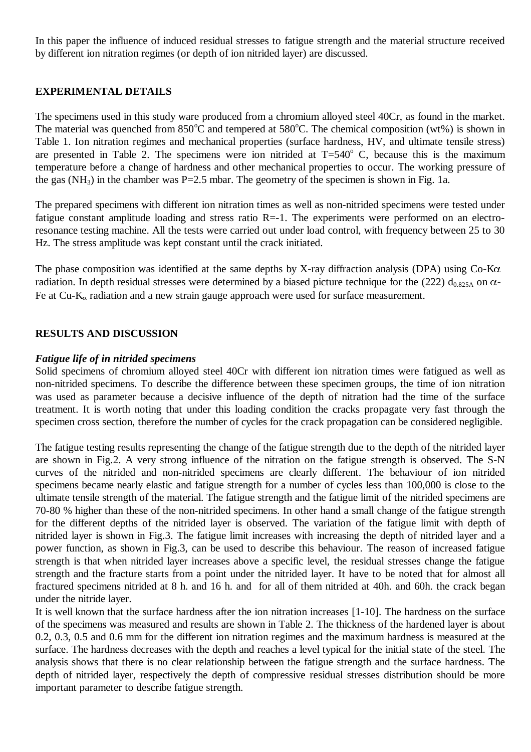In this paper the influence of induced residual stresses to fatigue strength and the material structure received by different ion nitration regimes (or depth of ion nitrided layer) are discussed.

## EXPERIMENTAL DETAILS

The specimens used in this study ware produced from a chromium alloyed steel 40Cr, as found in the market. The material was quenched from 850$^{o}$C and tempered at 580$^{o}$C. The chemical composition (wt%) is shown in Table 1. Ion nitration regimes and mechanical properties (surface hardness, HV, and ultimate tensile stress) are presented in Table 2. The specimens were ion nitrided at T=540$^{o}$ C, because this is the maximum temperature before a change of hardness and other mechanical properties to occur. The working pressure of the gas ($NH_3$) in the chamber was P=2.5 mbar. The geometry of the specimen is shown in Fig. 1a.

The prepared specimens with different ion nitration times as well as non-nitrided specimens were tested under fatigue constant amplitude loading and stress ratio R=-1. The experiments were performed on an electro-resonance testing machine. All the tests were carried out under load control, with frequency between 25 to 30 Hz. The stress amplitude was kept constant until the crack initiated.

The phase composition was identified at the same depths by X-ray diffraction analysis (DPA) using Co-K$\alpha$ radiation. In depth residual stresses were determined by a biased picture technique for the (222) $d_{0.825A}$ on $\alpha$-Fe at Cu-$K_{\alpha}$ radiation and a new strain gauge approach were used for surface measurement.

## RESULTS AND DISCUSSION

### *Fatigue life of in nitrided specimens*

Solid specimens of chromium alloyed steel 40Cr with different ion nitration times were fatigued as well as non-nitrided specimens. To describe the difference between these specimen groups, the time of ion nitration was used as parameter because a decisive influence of the depth of nitration had the time of the surface treatment. It is worth noting that under this loading condition the cracks propagate very fast through the specimen cross section, therefore the number of cycles for the crack propagation can be considered negligible.

The fatigue testing results representing the change of the fatigue strength due to the depth of the nitrided layer are shown in Fig.2. A very strong influence of the nitration on the fatigue strength is observed. The S-N curves of the nitrided and non-nitrided specimens are clearly different. The behaviour of ion nitrided specimens became nearly elastic and fatigue strength for a number of cycles less than 100,000 is close to the ultimate tensile strength of the material. The fatigue strength and the fatigue limit of the nitrided specimens are 70-80 % higher than these of the non-nitrided specimens. In other hand a small change of the fatigue strength for the different depths of the nitrided layer is observed. The variation of the fatigue limit with depth of nitrided layer is shown in Fig.3. The fatigue limit increases with increasing the depth of nitrided layer and a power function, as shown in Fig.3, can be used to describe this behaviour. The reason of increased fatigue strength is that when nitrided layer increases above a specific level, the residual stresses change the fatigue strength and the fracture starts from a point under the nitrided layer. It have to be noted that for almost all fractured specimens nitrided at 8 h. and 16 h. and for all of them nitrided at 40h. and 60h. the crack began under the nitride layer.

It is well known that the surface hardness after the ion nitration increases [1-10]. The hardness on the surface of the specimens was measured and results are shown in Table 2. The thickness of the hardened layer is about 0.2, 0.3, 0.5 and 0.6 mm for the different ion nitration regimes and the maximum hardness is measured at the surface. The hardness decreases with the depth and reaches a level typical for the initial state of the steel. The analysis shows that there is no clear relationship between the fatigue strength and the surface hardness. The depth of nitrided layer, respectively the depth of compressive residual stresses distribution should be more important parameter to describe fatigue strength.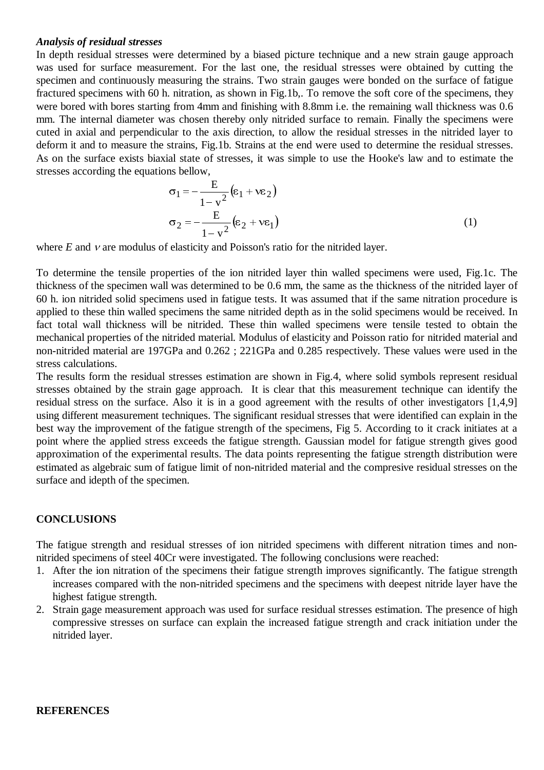### *Analysis of residual stresses*

In depth residual stresses were determined by a biased picture technique and a new strain gauge approach was used for surface measurement. For the last one, the residual stresses were obtained by cutting the specimen and continuously measuring the strains. Two strain gauges were bonded on the surface of fatigue fractured specimens with 60 h. nitration, as shown in Fig.1b,. To remove the soft core of the specimens, they were bored with bores starting from 4mm and finishing with 8.8mm i.e. the remaining wall thickness was 0.6 mm. The internal diameter was chosen thereby only nitrided surface to remain. Finally the specimens were cuted in axial and perpendicular to the axis direction, to allow the residual stresses in the nitrided layer to deform it and to measure the strains, Fig.1b. Strains at the end were used to determine the residual stresses. As on the surface exists biaxial state of stresses, it was simple to use the Hooke's law and to estimate the stresses according the equations bellow,

$$\sigma_1 = -\frac{E}{1 - v^2}\left(\varepsilon_1 + v\varepsilon_2\right)$$

$$\sigma_2 = -\frac{E}{1 - v^2}\left(\varepsilon_2 + v\varepsilon_1\right) \tag{1}$$

where $E$ and $\nu$ are modulus of elasticity and Poisson's ratio for the nitrided layer.

To determine the tensile properties of the ion nitrided layer thin walled specimens were used, Fig.1c. The thickness of the specimen wall was determined to be 0.6 mm, the same as the thickness of the nitrided layer of 60 h. ion nitrided solid specimens used in fatigue tests. It was assumed that if the same nitration procedure is applied to these thin walled specimens the same nitrided depth as in the solid specimens would be received. In fact total wall thickness will be nitrided. These thin walled specimens were tensile tested to obtain the mechanical properties of the nitrided material. Modulus of elasticity and Poisson ratio for nitrided material and non-nitrided material are 197GPa and 0.262 ; 221GPa and 0.285 respectively. These values were used in the stress calculations.

The results form the residual stresses estimation are shown in Fig.4, where solid symbols represent residual stresses obtained by the strain gage approach. It is clear that this measurement technique can identify the residual stress on the surface. Also it is in a good agreement with the results of other investigators [1,4,9] using different measurement techniques. The significant residual stresses that were identified can explain in the best way the improvement of the fatigue strength of the specimens, Fig 5. According to it crack initiates at a point where the applied stress exceeds the fatigue strength. Gaussian model for fatigue strength gives good approximation of the experimental results. The data points representing the fatigue strength distribution were estimated as algebraic sum of fatigue limit of non-nitrided material and the compresive residual stresses on the surface and idepth of the specimen.

## CONCLUSIONS

The fatigue strength and residual stresses of ion nitrided specimens with different nitration times and non-nitrided specimens of steel 40Cr were investigated. The following conclusions were reached:

1. After the ion nitration of the specimens their fatigue strength improves significantly. The fatigue strength increases compared with the non-nitrided specimens and the specimens with deepest nitride layer have the highest fatigue strength.
2. Strain gage measurement approach was used for surface residual stresses estimation. The presence of high compressive stresses on surface can explain the increased fatigue strength and crack initiation under the nitrided layer.

## REFERENCES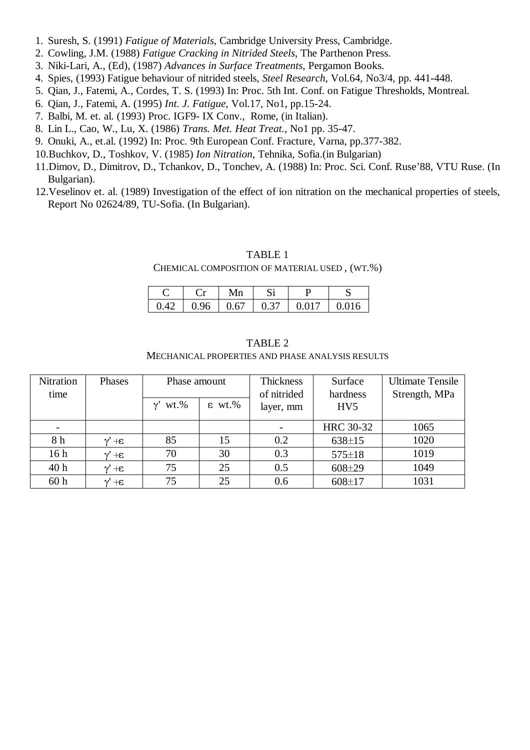1. Suresh, S. (1991) *Fatigue of Materials*, Cambridge University Press, Cambridge.
2. Cowling, J.M. (1988) *Fatigue Cracking in Nitrided Steels*, The Parthenon Press.
3. Niki-Lari, A., (Ed), (1987) *Advances in Surface Treatments*, Pergamon Books.
4. Spies, (1993) Fatigue behaviour of nitrided steels, *Steel Research*, Vol.64, No3/4, pp. 441-448.
5. Qian, J., Fatemi, A., Cordes, T. S. (1993) In: Proc. 5th Int. Conf. on Fatigue Thresholds, Montreal.
6. Qian, J., Fatemi, A. (1995) *Int. J. Fatigue*, Vol.17, No1, pp.15-24.
7. Balbi, M. et. al. (1993) Proc. IGF9- IX Conv., Rome, (in Italian).
8. Lin L., Cao, W., Lu, X. (1986) *Trans. Met. Heat Treat.*, No1 pp. 35-47.
9. Onuki, A., et.al. (1992) In: Proc. 9th European Conf. Fracture, Varna, pp.377-382.
10. Buchkov, D., Toshkov, V. (1985) *Ion Nitration*, Tehnika, Sofia.(in Bulgarian)
11. Dimov, D., Dimitrov, D., Tchankov, D., Tonchev, A. (1988) In: Proc. Sci. Conf. Ruse'88, VTU Ruse. (In Bulgarian).
12. Veselinov et. al. (1989) Investigation of the effect of ion nitration on the mechanical properties of steels, Report No 02624/89, TU-Sofia. (In Bulgarian).

TABLE 1

CHEMICAL COMPOSITION OF MATERIAL USED, (WT.%)

| C | Cr | Mn | Si | P | S |
|---|---|---|---|---|---|
| 0.42 | 0.96 | 0.67 | 0.37 | 0.017 | 0.016 |

TABLE 2

MECHANICAL PROPERTIES AND PHASE ANALYSIS RESULTS

| Nitration time | Phases | Phase amount | | Thickness of nitrided layer, mm | Surface hardness HV5 | Ultimate Tensile Strength, MPa |
|---|---|---|---|---|---|---|
| | | $\gamma'$ wt.% | $\varepsilon$ wt.% | | | |
| - | | | | - | HRC 30-32 | 1065 |
| 8 h | $\gamma' + \varepsilon$ | 85 | 15 | 0.2 | $638 \pm 15$ | 1020 |
| 16 h | $\gamma' + \varepsilon$ | 70 | 30 | 0.3 | $575 \pm 18$ | 1019 |
| 40 h | $\gamma' + \varepsilon$ | 75 | 25 | 0.5 | $608 \pm 29$ | 1049 |
| 60 h | $\gamma' + \varepsilon$ | 75 | 25 | 0.6 | $608 \pm 17$ | 1031 |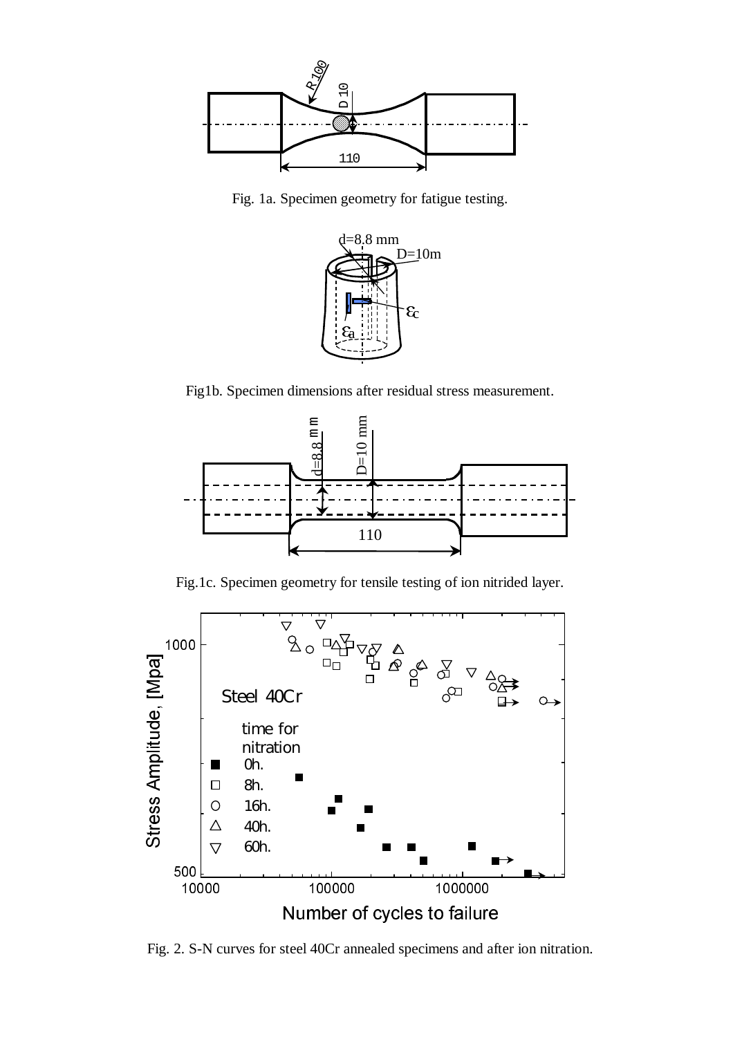Fig. 1a. Specimen geometry for fatigue testing.

Fig1b. Specimen dimensions after residual stress measurement.

Fig.1c. Specimen geometry for tensile testing of ion nitrided layer.

Fig. 2. S-N curves for steel 40Cr annealed specimens and after ion nitration.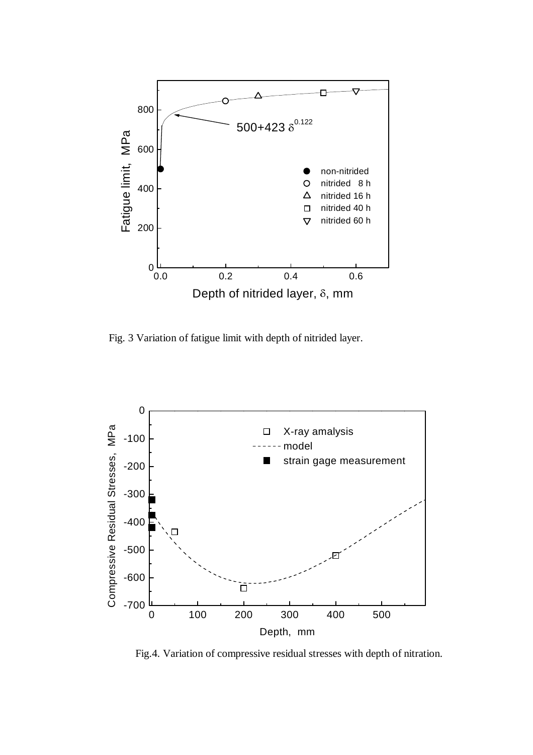Fig. 3 Variation of fatigue limit with depth of nitrided layer.

Fig.4. Variation of compressive residual stresses with depth of nitration.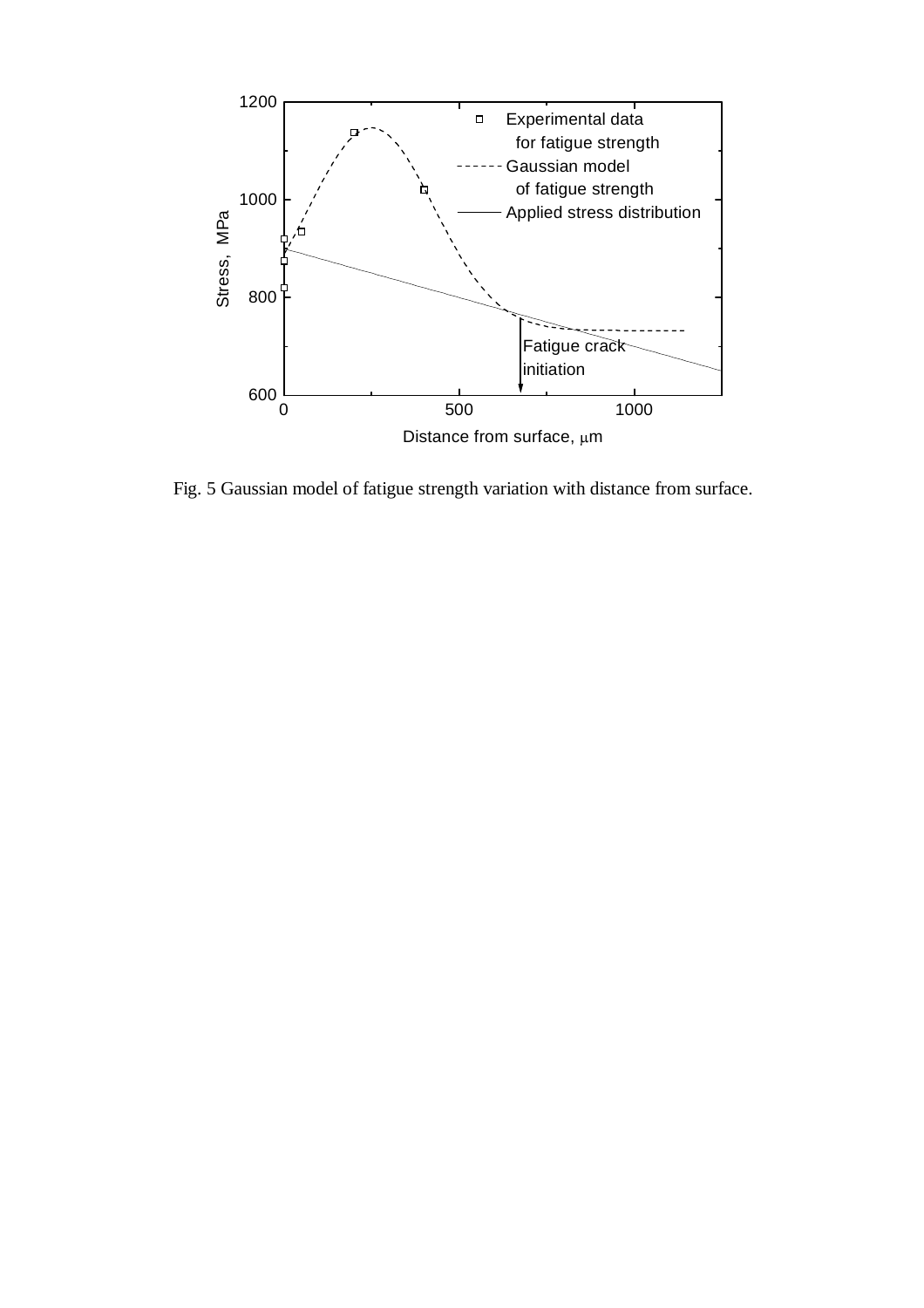1200

1000

800

600

0

500

1000

Stress, MPa

Distance from surface, μm

Experimental data for fatigue strength

Gaussian model of fatigue strength

Applied stress distribution

Fatigue crack initiation

Fig. 5 Gaussian model of fatigue strength variation with distance from surface.